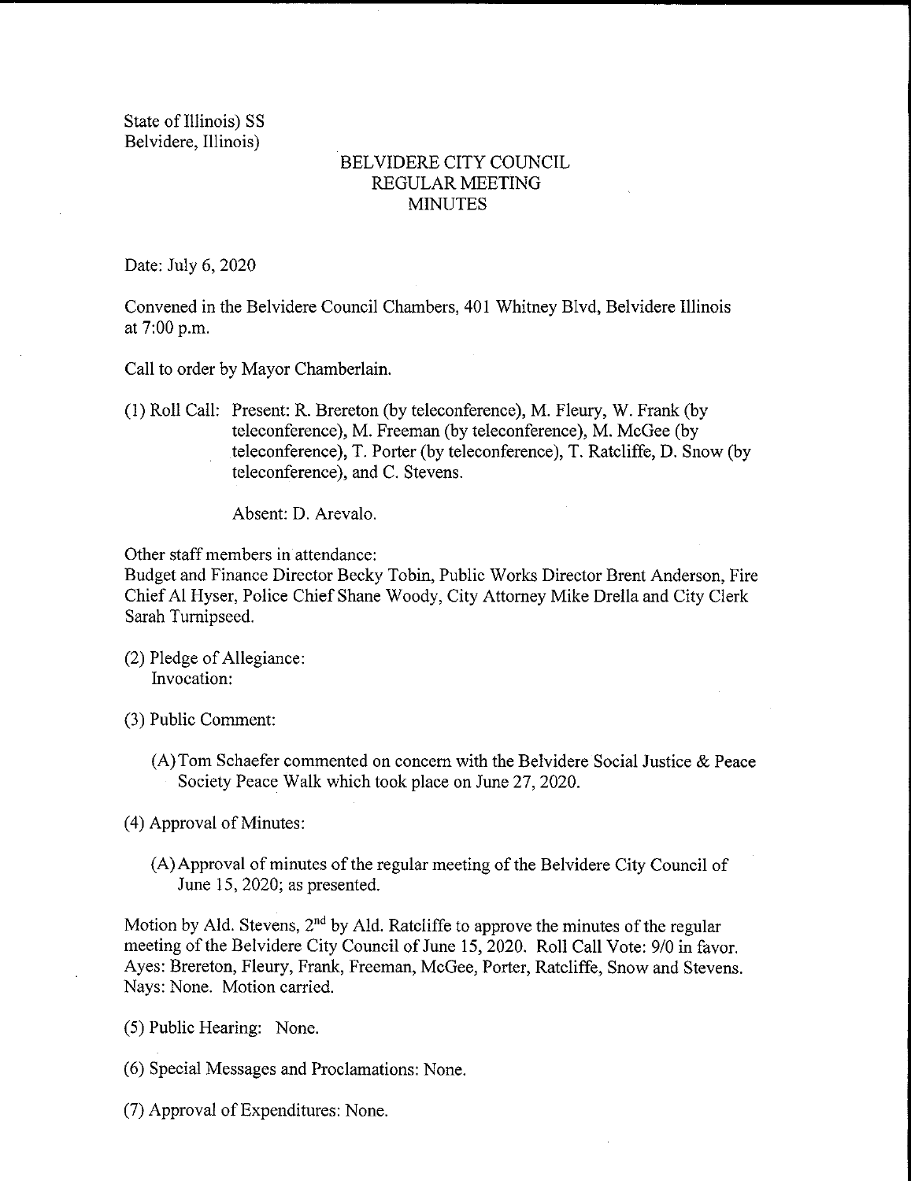State of Illinois) SS
Belvidere, Illinois)

# BELVIDERE CITY COUNCIL
## REGULAR MEETING
## MINUTES

Date: July 6, 2020

Convened in the Belvidere Council Chambers, 401 Whitney Blvd, Belvidere Illinois at 7:00 p.m.

Call to order by Mayor Chamberlain.

(1) Roll Call: Present: R. Brereton (by teleconference), M. Fleury, W. Frank (by teleconference), M. Freeman (by teleconference), M. McGee (by teleconference), T. Porter (by teleconference), T. Ratcliffe, D. Snow (by teleconference), and C. Stevens.

Absent: D. Arevalo.

Other staff members in attendance:
Budget and Finance Director Becky Tobin, Public Works Director Brent Anderson, Fire Chief Al Hyser, Police Chief Shane Woody, City Attorney Mike Drella and City Clerk Sarah Turnipseed.

(2) Pledge of Allegiance:
Invocation:

(3) Public Comment:

(A) Tom Schaefer commented on concern with the Belvidere Social Justice & Peace Society Peace Walk which took place on June 27, 2020.

(4) Approval of Minutes:

(A) Approval of minutes of the regular meeting of the Belvidere City Council of June 15, 2020; as presented.

Motion by Ald. Stevens, 2nd by Ald. Ratcliffe to approve the minutes of the regular meeting of the Belvidere City Council of June 15, 2020. Roll Call Vote: 9/0 in favor. Ayes: Brereton, Fleury, Frank, Freeman, McGee, Porter, Ratcliffe, Snow and Stevens. Nays: None. Motion carried.

(5) Public Hearing: None.

(6) Special Messages and Proclamations: None.

(7) Approval of Expenditures: None.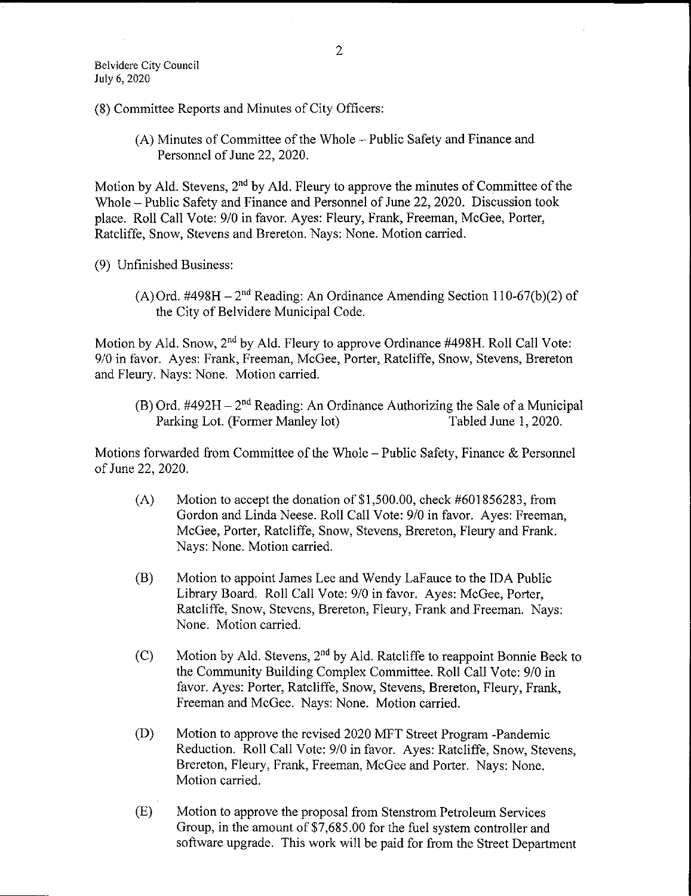(8) Committee Reports and Minutes of City Officers:

(A) Minutes of Committee of the Whole – Public Safety and Finance and Personnel of June 22, 2020.

Motion by Ald. Stevens, 2nd by Ald. Fleury to approve the minutes of Committee of the Whole – Public Safety and Finance and Personnel of June 22, 2020. Discussion took place. Roll Call Vote: 9/0 in favor. Ayes: Fleury, Frank, Freeman, McGee, Porter, Ratcliffe, Snow, Stevens and Brereton. Nays: None. Motion carried.

(9) Unfinished Business:

(A) Ord. #498H – 2nd Reading: An Ordinance Amending Section 110-67(b)(2) of the City of Belvidere Municipal Code.

Motion by Ald. Snow, 2nd by Ald. Fleury to approve Ordinance #498H. Roll Call Vote: 9/0 in favor. Ayes: Frank, Freeman, McGee, Porter, Ratcliffe, Snow, Stevens, Brereton and Fleury. Nays: None. Motion carried.

(B) Ord. #492H – 2nd Reading: An Ordinance Authorizing the Sale of a Municipal Parking Lot. (Former Manley lot) Tabled June 1, 2020.

Motions forwarded from Committee of the Whole – Public Safety, Finance & Personnel of June 22, 2020.

(A) Motion to accept the donation of $1,500.00, check #601856283, from Gordon and Linda Neese. Roll Call Vote: 9/0 in favor. Ayes: Freeman, McGee, Porter, Ratcliffe, Snow, Stevens, Brereton, Fleury and Frank. Nays: None. Motion carried.

(B) Motion to appoint James Lee and Wendy LaFauce to the IDA Public Library Board. Roll Call Vote: 9/0 in favor. Ayes: McGee, Porter, Ratcliffe, Snow, Stevens, Brereton, Fleury, Frank and Freeman. Nays: None. Motion carried.

(C) Motion by Ald. Stevens, 2nd by Ald. Ratcliffe to reappoint Bonnie Beck to the Community Building Complex Committee. Roll Call Vote: 9/0 in favor. Ayes: Porter, Ratcliffe, Snow, Stevens, Brereton, Fleury, Frank, Freeman and McGee. Nays: None. Motion carried.

(D) Motion to approve the revised 2020 MFT Street Program -Pandemic Reduction. Roll Call Vote: 9/0 in favor. Ayes: Ratcliffe, Snow, Stevens, Brereton, Fleury, Frank, Freeman, McGee and Porter. Nays: None. Motion carried.

(E) Motion to approve the proposal from Stenstrom Petroleum Services Group, in the amount of $7,685.00 for the fuel system controller and software upgrade. This work will be paid for from the Street Department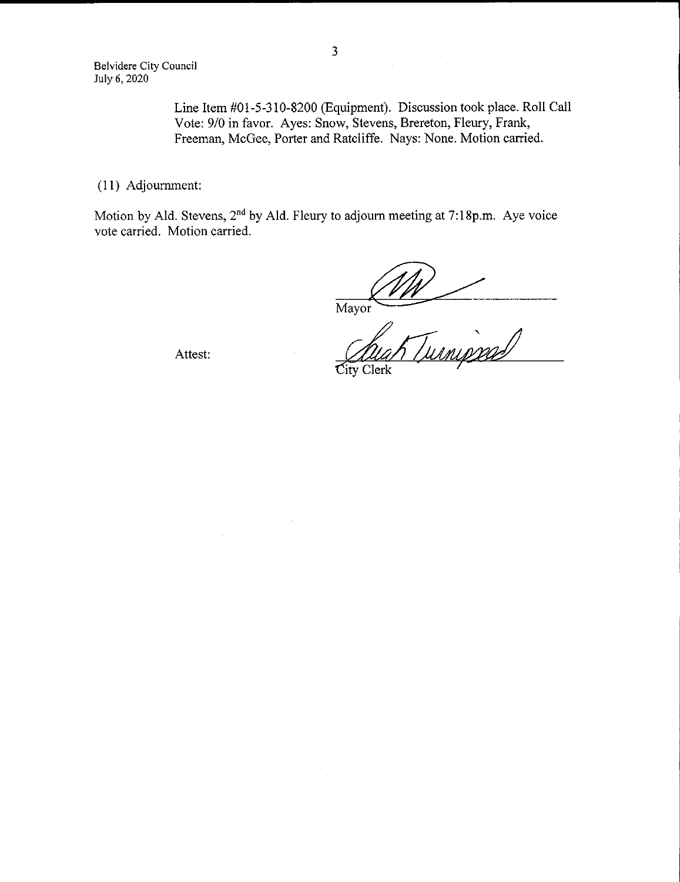Line Item #01-5-310-8200 (Equipment). Discussion took place. Roll Call Vote: 9/0 in favor. Ayes: Snow, Stevens, Brereton, Fleury, Frank, Freeman, McGee, Porter and Ratcliffe. Nays: None. Motion carried.

(11) Adjournment:

Motion by Ald. Stevens, 2nd by Ald. Fleury to adjourn meeting at 7:18p.m. Aye voice vote carried. Motion carried.

Mayor

Attest:

City Clerk